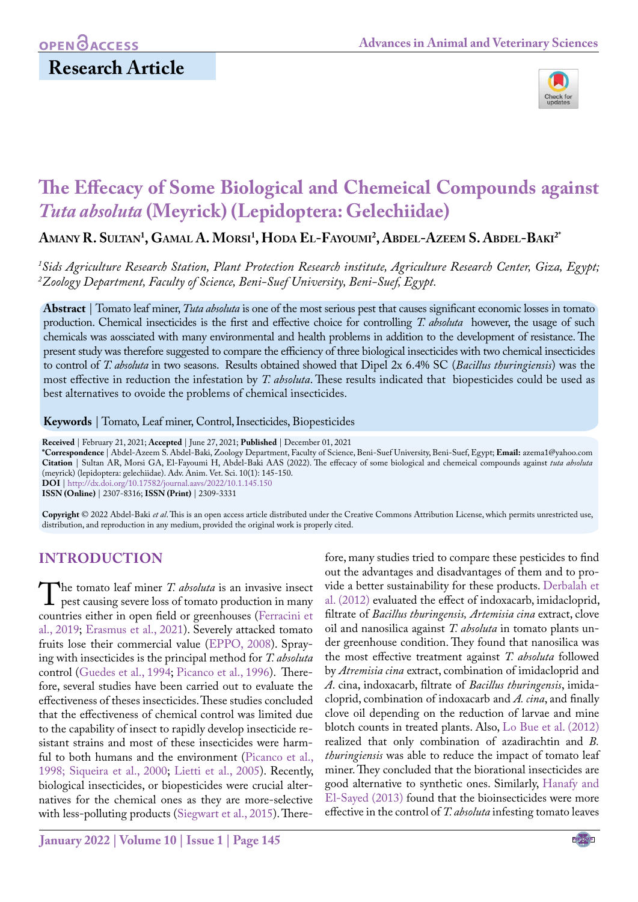**Research Article**

# The Effecacy of Some Biological and Chemeical Compounds against *Tuta absoluta* (Meyrick) (Lepidoptera: Gelechiidae)

**Amany R. Sultan[1], Gamal A. Morsi[1], Hoda El-Fayoumi[2], Abdel-Azeem S. Abdel-Baki[2*]**

*[1]Sids Agriculture Research Station, Plant Protection Research institute, Agriculture Research Center, Giza, Egypt; [2]Zoology Department, Faculty of Science, Beni-Suef University, Beni-Suef, Egypt.*

**Abstract** | Tomato leaf miner, *Tuta absoluta* is one of the most serious pest that causes significant economic losses in tomato production. Chemical insecticides is the first and effective choice for controlling *T. absoluta* however, the usage of such chemicals was aossciated with many environmental and health problems in addition to the development of resistance. The present study was therefore suggested to compare the efficiency of three biological insecticides with two chemical insecticides to control of *T. absoluta* in two seasons. Results obtained showed that Dipel 2x 6.4% SC (*Bacillus thuringiensis*) was the most effective in reduction the infestation by *T. absoluta*. These results indicated that biopesticides could be used as best alternatives to ovoide the problems of chemical insecticides.

**Keywords** | Tomato, Leaf miner, Control, Insecticides, Biopesticides

**Received** | February 21, 2021; **Accepted** | June 27, 2021; **Published** | December 01, 2021
**\*Correspondence** | Abdel-Azeem S. Abdel-Baki, Zoology Department, Faculty of Science, Beni-Suef University, Beni-Suef, Egypt; **Email:** azema1@yahoo.com
**Citation** | Sultan AR, Morsi GA, El-Fayoumi H, Abdel-Baki AAS (2022). The effecacy of some biological and chemeical compounds against *tuta absoluta* (meyrick) (lepidoptera: gelechiidae). Adv. Anim. Vet. Sci. 10(1): 145-150.
**DOI** | http://dx.doi.org/10.17582/journal.aavs/2022/10.1.145.150
**ISSN (Online)** | 2307-8316; **ISSN (Print)** | 2309-3331

**Copyright** © 2022 Abdel-Baki *et al*. This is an open access article distributed under the Creative Commons Attribution License, which permits unrestricted use, distribution, and reproduction in any medium, provided the original work is properly cited.

## INTRODUCTION

The tomato leaf miner *T. absoluta* is an invasive insect pest causing severe loss of tomato production in many countries either in open field or greenhouses (Ferracini et al., 2019; Erasmus et al., 2021). Severely attacked tomato fruits lose their commercial value (EPPO, 2008). Spraying with insecticides is the principal method for *T. absoluta* control (Guedes et al., 1994; Picanco et al., 1996). Therefore, several studies have been carried out to evaluate the effectiveness of theses insecticides. These studies concluded that the effectiveness of chemical control was limited due to the capability of insect to rapidly develop insecticide resistant strains and most of these insecticides were harmful to both humans and the environment (Picanco et al., 1998; Siqueira et al., 2000; Lietti et al., 2005). Recently, biological insecticides, or biopesticides were crucial alternatives for the chemical ones as they are more-selective with less-polluting products (Siegwart et al., 2015). Therefore, many studies tried to compare these pesticides to find out the advantages and disadvantages of them and to provide a better sustainability for these products. Derbalah et al. (2012) evaluated the effect of indoxacarb, imidacloprid, filtrate of *Bacillus thuringensis, Artemisia cina* extract, clove oil and nanosilica against *T. absoluta* in tomato plants under greenhouse condition. They found that nanosilica was the most effective treatment against *T. absoluta* followed by *Atremisia cina* extract, combination of imidacloprid and *A.* cina, indoxacarb, filtrate of *Bacillus thuringensis*, imidacloprid, combination of indoxacarb and *A. cina*, and finally clove oil depending on the reduction of larvae and mine blotch counts in treated plants. Also, Lo Bue et al. (2012) realized that only combination of azadirachtin and *B. thuringiensis* was able to reduce the impact of tomato leaf miner. They concluded that the biorational insecticides are good alternative to synthetic ones. Similarly, Hanafy and El-Sayed (2013) found that the bioinsecticides were more effective in the control of *T. absoluta* infesting tomato leaves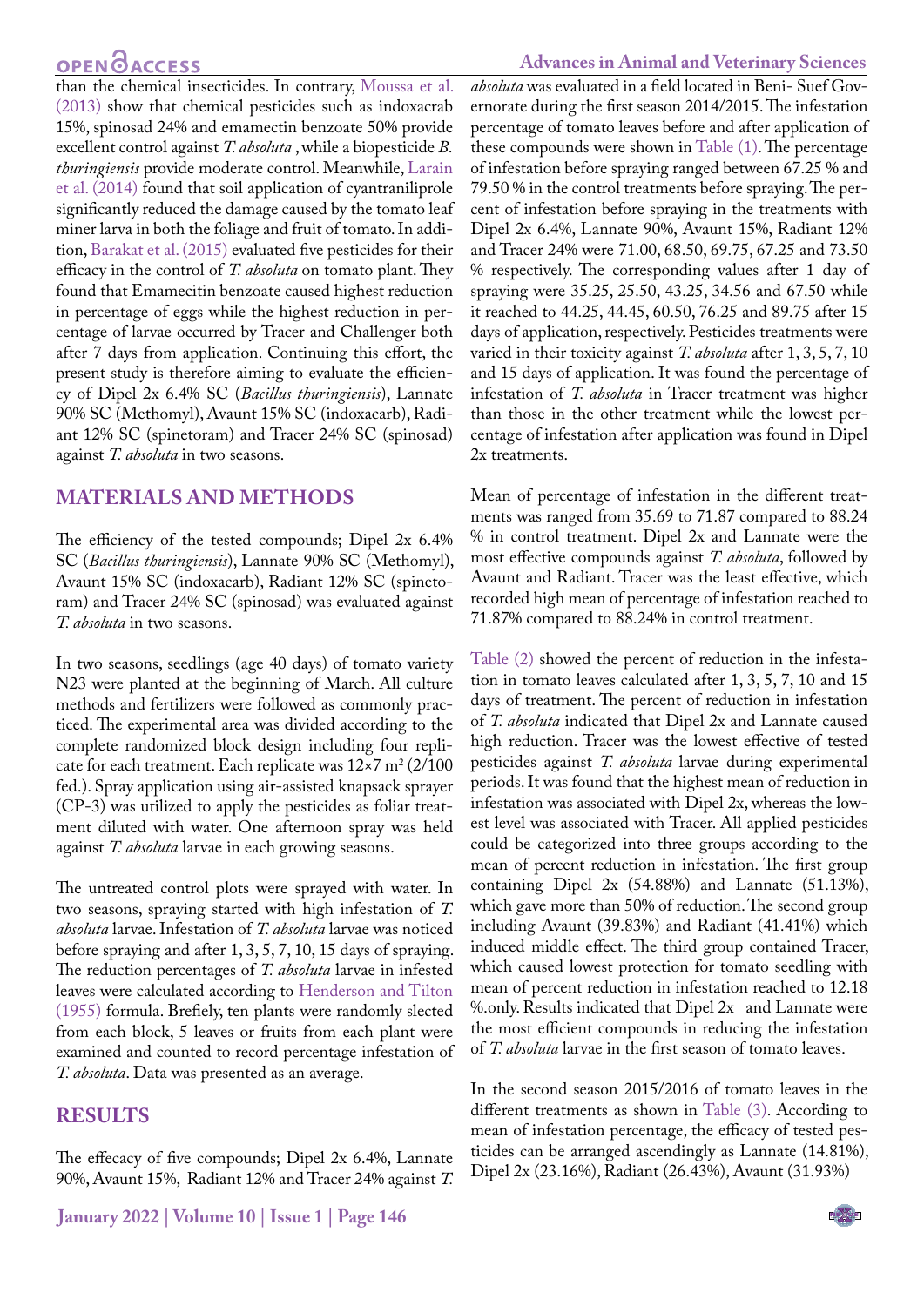than the chemical insecticides. In contrary, Moussa et al. (2013) show that chemical pesticides such as indoxacrab 15%, spinosad 24% and emamectin benzoate 50% provide excellent control against *T. absoluta* , while a biopesticide *B. thuringiensis* provide moderate control. Meanwhile, Larain et al. (2014) found that soil application of cyantraniliprole significantly reduced the damage caused by the tomato leaf miner larva in both the foliage and fruit of tomato. In addition, Barakat et al. (2015) evaluated five pesticides for their efficacy in the control of *T. absoluta* on tomato plant. They found that Emamecitin benzoate caused highest reduction in percentage of eggs while the highest reduction in percentage of larvae occurred by Tracer and Challenger both after 7 days from application. Continuing this effort, the present study is therefore aiming to evaluate the efficiency of Dipel 2x 6.4% SC (*Bacillus thuringiensis*), Lannate 90% SC (Methomyl), Avaunt 15% SC (indoxacarb), Radiant 12% SC (spinetoram) and Tracer 24% SC (spinosad) against *T. absoluta* in two seasons.

## MATERIALS AND METHODS

The efficiency of the tested compounds; Dipel 2x 6.4% SC (*Bacillus thuringiensis*), Lannate 90% SC (Methomyl), Avaunt 15% SC (indoxacarb), Radiant 12% SC (spinetoram) and Tracer 24% SC (spinosad) was evaluated against *T. absoluta* in two seasons.

In two seasons, seedlings (age 40 days) of tomato variety N23 were planted at the beginning of March. All culture methods and fertilizers were followed as commonly practiced. The experimental area was divided according to the complete randomized block design including four replicate for each treatment. Each replicate was 12×7 $m^2$ (2/100 fed.). Spray application using air-assisted knapsack sprayer (CP-3) was utilized to apply the pesticides as foliar treatment diluted with water. One afternoon spray was held against *T. absoluta* larvae in each growing seasons.

The untreated control plots were sprayed with water. In two seasons, spraying started with high infestation of *T. absoluta* larvae. Infestation of *T. absoluta* larvae was noticed before spraying and after 1, 3, 5, 7, 10, 15 days of spraying. The reduction percentages of *T. absoluta* larvae in infested leaves were calculated according to Henderson and Tilton (1955) formula. Brefiely, ten plants were randomly slected from each block, 5 leaves or fruits from each plant were examined and counted to record percentage infestation of *T. absoluta*. Data was presented as an average.

## RESULTS

The effecacy of five compounds; Dipel 2x 6.4%, Lannate 90%, Avaunt 15%, Radiant 12% and Tracer 24% against *T. absoluta* was evaluated in a field located in Beni- Suef Governorate during the first season 2014/2015. The infestation percentage of tomato leaves before and after application of these compounds were shown in Table (1). The percentage of infestation before spraying ranged between 67.25 % and 79.50 % in the control treatments before spraying. The percent of infestation before spraying in the treatments with Dipel 2x 6.4%, Lannate 90%, Avaunt 15%, Radiant 12% and Tracer 24% were 71.00, 68.50, 69.75, 67.25 and 73.50 % respectively. The corresponding values after 1 day of spraying were 35.25, 25.50, 43.25, 34.56 and 67.50 while it reached to 44.25, 44.45, 60.50, 76.25 and 89.75 after 15 days of application, respectively. Pesticides treatments were varied in their toxicity against *T. absoluta* after 1, 3, 5, 7, 10 and 15 days of application. It was found the percentage of infestation of *T. absoluta* in Tracer treatment was higher than those in the other treatment while the lowest percentage of infestation after application was found in Dipel 2x treatments.

Mean of percentage of infestation in the different treatments was ranged from 35.69 to 71.87 compared to 88.24 % in control treatment. Dipel 2x and Lannate were the most effective compounds against *T. absoluta*, followed by Avaunt and Radiant. Tracer was the least effective, which recorded high mean of percentage of infestation reached to 71.87% compared to 88.24% in control treatment.

Table (2) showed the percent of reduction in the infestation in tomato leaves calculated after 1, 3, 5, 7, 10 and 15 days of treatment. The percent of reduction in infestation of *T. absoluta* indicated that Dipel 2x and Lannate caused high reduction. Tracer was the lowest effective of tested pesticides against *T. absoluta* larvae during experimental periods. It was found that the highest mean of reduction in infestation was associated with Dipel 2x, whereas the lowest level was associated with Tracer. All applied pesticides could be categorized into three groups according to the mean of percent reduction in infestation. The first group containing Dipel 2x (54.88%) and Lannate (51.13%), which gave more than 50% of reduction. The second group including Avaunt (39.83%) and Radiant (41.41%) which induced middle effect. The third group contained Tracer, which caused lowest protection for tomato seedling with mean of percent reduction in infestation reached to 12.18 %.only. Results indicated that Dipel 2x and Lannate were the most efficient compounds in reducing the infestation of *T. absoluta* larvae in the first season of tomato leaves.

In the second season 2015/2016 of tomato leaves in the different treatments as shown in Table (3). According to mean of infestation percentage, the efficacy of tested pesticides can be arranged ascendingly as Lannate (14.81%), Dipel 2x (23.16%), Radiant (26.43%), Avaunt (31.93%)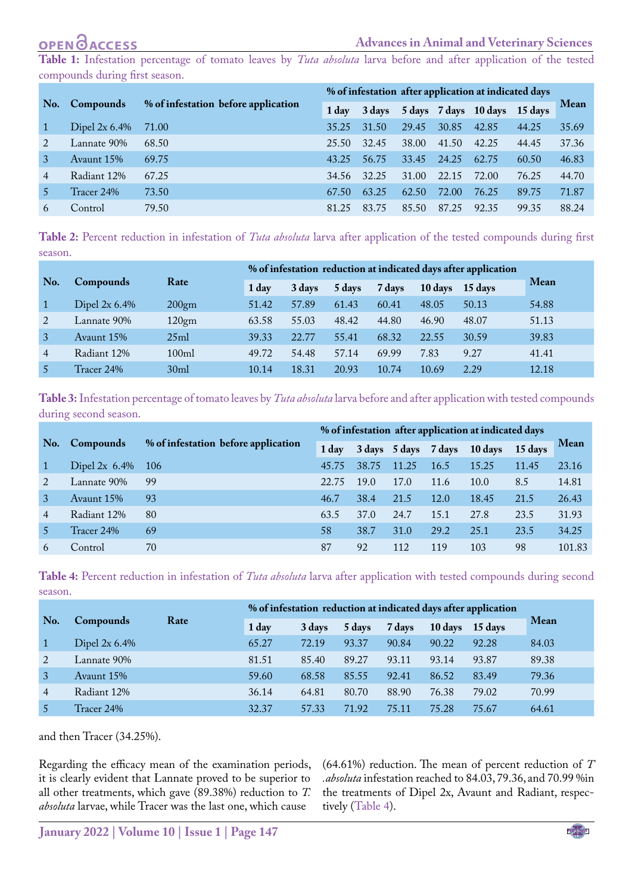**Table 1:** Infestation percentage of tomato leaves by *Tuta absoluta* larva before and after application of the tested compounds during first season.

| No. | Compounds | % of infestation before application | % of infestation after application at indicated days | | | | | | Mean |
|---|---|---|---|---|---|---|---|---|---|
| | | | 1 day | 3 days | 5 days | 7 days | 10 days | 15 days | |
| 1 | Dipel 2x 6.4% | 71.00 | 35.25 | 31.50 | 29.45 | 30.85 | 42.85 | 44.25 | 35.69 |
| 2 | Lannate 90% | 68.50 | 25.50 | 32.45 | 38.00 | 41.50 | 42.25 | 44.45 | 37.36 |
| 3 | Avaunt 15% | 69.75 | 43.25 | 56.75 | 33.45 | 24.25 | 62.75 | 60.50 | 46.83 |
| 4 | Radiant 12% | 67.25 | 34.56 | 32.25 | 31.00 | 22.15 | 72.00 | 76.25 | 44.70 |
| 5 | Tracer 24% | 73.50 | 67.50 | 63.25 | 62.50 | 72.00 | 76.25 | 89.75 | 71.87 |
| 6 | Control | 79.50 | 81.25 | 83.75 | 85.50 | 87.25 | 92.35 | 99.35 | 88.24 |

**Table 2:** Percent reduction in infestation of *Tuta absoluta* larva after application of the tested compounds during first season.

| No. | Compounds | Rate | % of infestation reduction at indicated days after application | | | | | | Mean |
|---|---|---|---|---|---|---|---|---|---|
| | | | 1 day | 3 days | 5 days | 7 days | 10 days | 15 days | |
| 1 | Dipel 2x 6.4% | 200gm | 51.42 | 57.89 | 61.43 | 60.41 | 48.05 | 50.13 | 54.88 |
| 2 | Lannate 90% | 120gm | 63.58 | 55.03 | 48.42 | 44.80 | 46.90 | 48.07 | 51.13 |
| 3 | Avaunt 15% | 25ml | 39.33 | 22.77 | 55.41 | 68.32 | 22.55 | 30.59 | 39.83 |
| 4 | Radiant 12% | 100ml | 49.72 | 54.48 | 57.14 | 69.99 | 7.83 | 9.27 | 41.41 |
| 5 | Tracer 24% | 30ml | 10.14 | 18.31 | 20.93 | 10.74 | 10.69 | 2.29 | 12.18 |

**Table 3:** Infestation percentage of tomato leaves by *Tuta absoluta* larva before and after application with tested compounds during second season.

| No. | Compounds | % of infestation before application | % of infestation after application at indicated days | | | | | | Mean |
|---|---|---|---|---|---|---|---|---|---|
| | | | 1 day | 3 days | 5 days | 7 days | 10 days | 15 days | |
| 1 | Dipel 2x 6.4% | 106 | 45.75 | 38.75 | 11.25 | 16.5 | 15.25 | 11.45 | 23.16 |
| 2 | Lannate 90% | 99 | 22.75 | 19.0 | 17.0 | 11.6 | 10.0 | 8.5 | 14.81 |
| 3 | Avaunt 15% | 93 | 46.7 | 38.4 | 21.5 | 12.0 | 18.45 | 21.5 | 26.43 |
| 4 | Radiant 12% | 80 | 63.5 | 37.0 | 24.7 | 15.1 | 27.8 | 23.5 | 31.93 |
| 5 | Tracer 24% | 69 | 58 | 38.7 | 31.0 | 29.2 | 25.1 | 23.5 | 34.25 |
| 6 | Control | 70 | 87 | 92 | 112 | 119 | 103 | 98 | 101.83 |

**Table 4:** Percent reduction in infestation of *Tuta absoluta* larva after application with tested compounds during second season.

| No. | Compounds | Rate | % of infestation reduction at indicated days after application | | | | | | Mean |
|---|---|---|---|---|---|---|---|---|---|
| | | | 1 day | 3 days | 5 days | 7 days | 10 days | 15 days | |
| 1 | Dipel 2x 6.4% | | 65.27 | 72.19 | 93.37 | 90.84 | 90.22 | 92.28 | 84.03 |
| 2 | Lannate 90% | | 81.51 | 85.40 | 89.27 | 93.11 | 93.14 | 93.87 | 89.38 |
| 3 | Avaunt 15% | | 59.60 | 68.58 | 85.55 | 92.41 | 86.52 | 83.49 | 79.36 |
| 4 | Radiant 12% | | 36.14 | 64.81 | 80.70 | 88.90 | 76.38 | 79.02 | 70.99 |
| 5 | Tracer 24% | | 32.37 | 57.33 | 71.92 | 75.11 | 75.28 | 75.67 | 64.61 |

and then Tracer (34.25%).

Regarding the efficacy mean of the examination periods, it is clearly evident that Lannate proved to be superior to all other treatments, which gave (89.38%) reduction to *T. absoluta* larvae, while Tracer was the last one, which cause (64.61%) reduction. The mean of percent reduction of *T .absoluta* infestation reached to 84.03, 79.36, and 70.99 %in the treatments of Dipel 2x, Avaunt and Radiant, respectively (Table 4).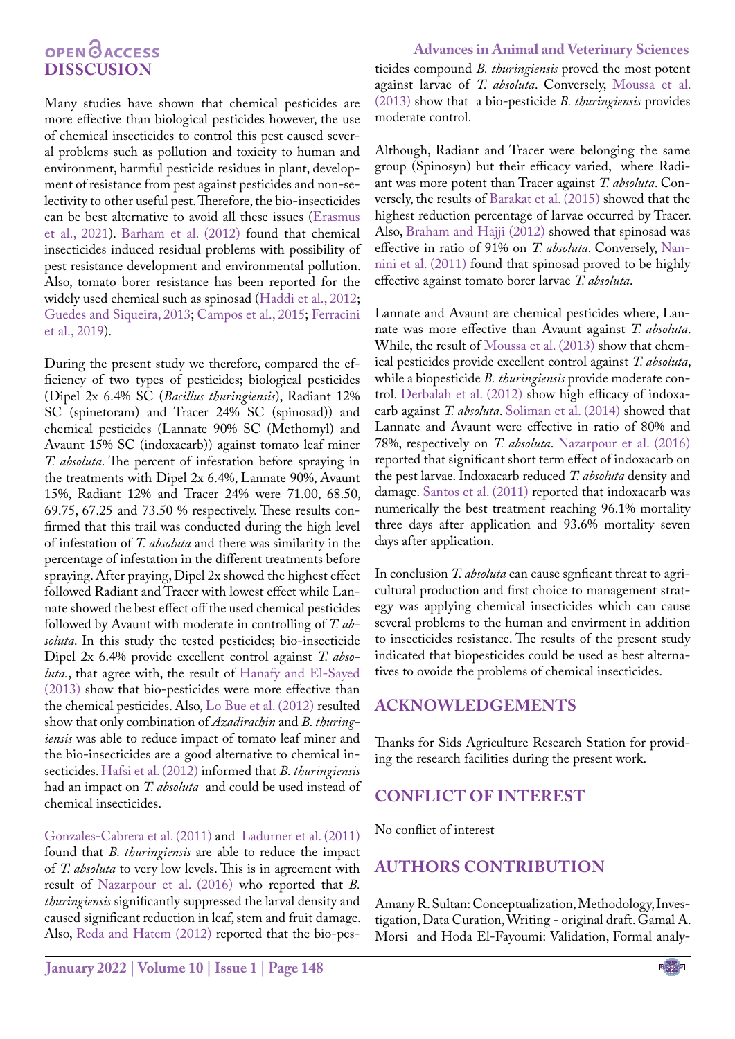## DISSCUSION

Many studies have shown that chemical pesticides are more effective than biological pesticides however, the use of chemical insecticides to control this pest caused several problems such as pollution and toxicity to human and environment, harmful pesticide residues in plant, development of resistance from pest against pesticides and non-selectivity to other useful pest. Therefore, the bio-insecticides can be best alternative to avoid all these issues (Erasmus et al., 2021). Barham et al. (2012) found that chemical insecticides induced residual problems with possibility of pest resistance development and environmental pollution. Also, tomato borer resistance has been reported for the widely used chemical such as spinosad (Haddi et al., 2012; Guedes and Siqueira, 2013; Campos et al., 2015; Ferracini et al., 2019).

During the present study we therefore, compared the efficiency of two types of pesticides; biological pesticides (Dipel 2x 6.4% SC (*Bacillus thuringiensis*), Radiant 12% SC (spinetoram) and Tracer 24% SC (spinosad)) and chemical pesticides (Lannate 90% SC (Methomyl) and Avaunt 15% SC (indoxacarb)) against tomato leaf miner *T. absoluta*. The percent of infestation before spraying in the treatments with Dipel 2x 6.4%, Lannate 90%, Avaunt 15%, Radiant 12% and Tracer 24% were 71.00, 68.50, 69.75, 67.25 and 73.50 % respectively. These results confirmed that this trail was conducted during the high level of infestation of *T. absoluta* and there was similarity in the percentage of infestation in the different treatments before spraying. After praying, Dipel 2x showed the highest effect followed Radiant and Tracer with lowest effect while Lannate showed the best effect off the used chemical pesticides followed by Avaunt with moderate in controlling of *T. absoluta*. In this study the tested pesticides; bio-insecticide Dipel 2x 6.4% provide excellent control against *T. absoluta.*, that agree with, the result of Hanafy and El-Sayed (2013) show that bio-pesticides were more effective than the chemical pesticides. Also, Lo Bue et al. (2012) resulted show that only combination of *Azadirachin* and *B. thuringiensis* was able to reduce impact of tomato leaf miner and the bio-insecticides are a good alternative to chemical insecticides. Hafsi et al. (2012) informed that *B. thuringiensis* had an impact on *T. absoluta* and could be used instead of chemical insecticides.

Gonzales-Cabrera et al. (2011) and Ladurner et al. (2011) found that *B. thuringiensis* are able to reduce the impact of *T. absoluta* to very low levels. This is in agreement with result of Nazarpour et al. (2016) who reported that *B. thuringiensis* significantly suppressed the larval density and caused significant reduction in leaf, stem and fruit damage. Also, Reda and Hatem (2012) reported that the bio-pesticides compound *B. thuringiensis* proved the most potent against larvae of *T. absoluta*. Conversely, Moussa et al. (2013) show that a bio-pesticide *B. thuringiensis* provides moderate control.

Although, Radiant and Tracer were belonging the same group (Spinosyn) but their efficacy varied, where Radiant was more potent than Tracer against *T. absoluta*. Conversely, the results of Barakat et al. (2015) showed that the highest reduction percentage of larvae occurred by Tracer. Also, Braham and Hajji (2012) showed that spinosad was effective in ratio of 91% on *T. absoluta*. Conversely, Nannini et al. (2011) found that spinosad proved to be highly effective against tomato borer larvae *T. absoluta*.

Lannate and Avaunt are chemical pesticides where, Lannate was more effective than Avaunt against *T. absoluta*. While, the result of Moussa et al. (2013) show that chemical pesticides provide excellent control against *T. absoluta*, while a biopesticide *B. thuringiensis* provide moderate control. Derbalah et al. (2012) show high efficacy of indoxacarb against *T. absoluta*. Soliman et al. (2014) showed that Lannate and Avaunt were effective in ratio of 80% and 78%, respectively on *T. absoluta*. Nazarpour et al. (2016) reported that significant short term effect of indoxacarb on the pest larvae. Indoxacarb reduced *T. absoluta* density and damage. Santos et al. (2011) reported that indoxacarb was numerically the best treatment reaching 96.1% mortality three days after application and 93.6% mortality seven days after application.

In conclusion *T. absoluta* can cause sgnficant threat to agricultural production and first choice to management strategy was applying chemical insecticides which can cause several problems to the human and envirment in addition to insecticides resistance. The results of the present study indicated that biopesticides could be used as best alternatives to ovoide the problems of chemical insecticides.

## ACKNOWLEDGEMENTS

Thanks for Sids Agriculture Research Station for providing the research facilities during the present work.

## CONFLICT OF INTEREST

No conflict of interest

## AUTHORS CONTRIBUTION

Amany R. Sultan: Conceptualization, Methodology, Investigation, Data Curation, Writing - original draft. Gamal A. Morsi and Hoda El-Fayoumi: Validation, Formal analy-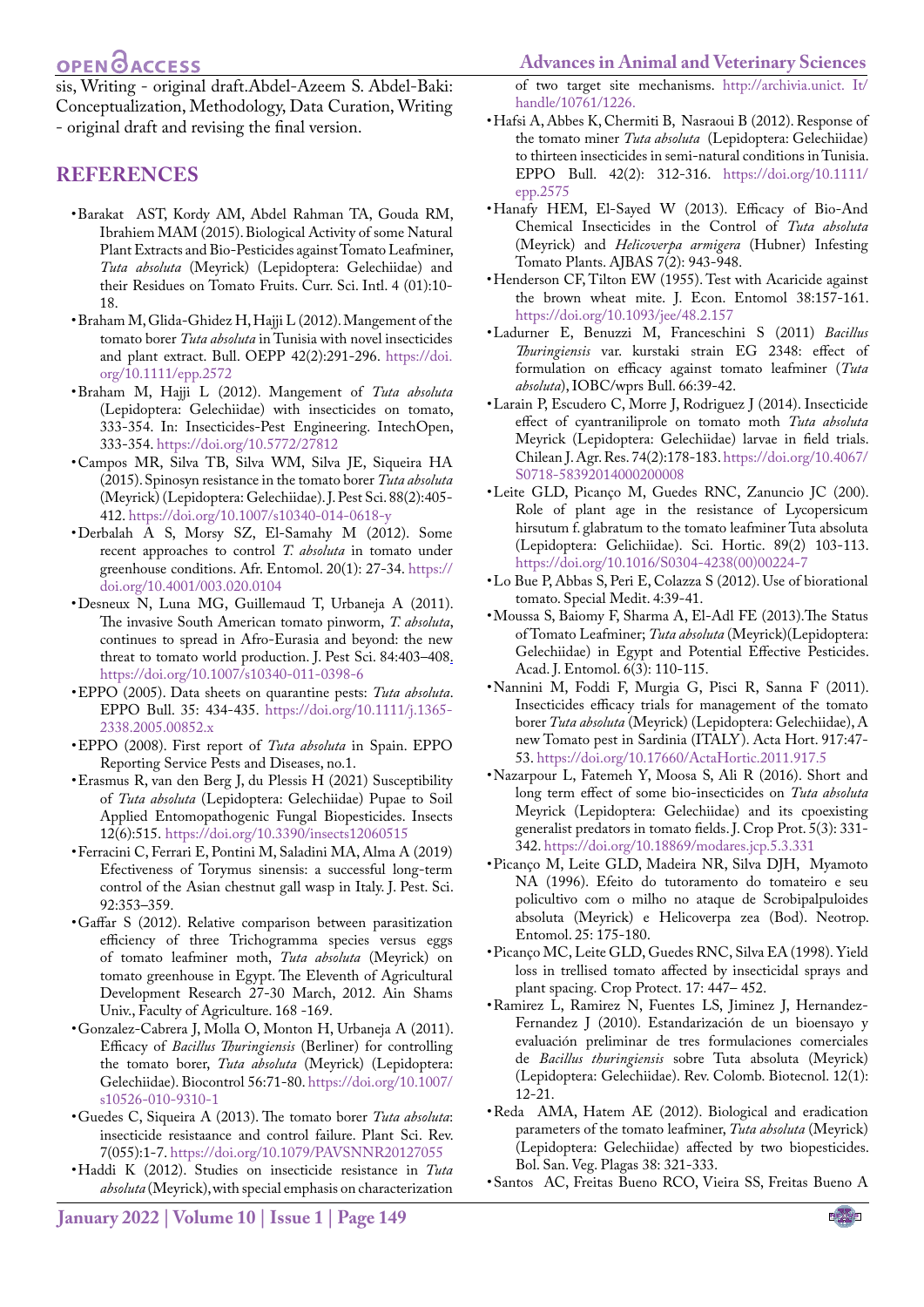sis, Writing - original draft.Abdel-Azeem S. Abdel-Baki: Conceptualization, Methodology, Data Curation, Writing - original draft and revising the final version.

## REFERENCES

- Barakat AST, Kordy AM, Abdel Rahman TA, Gouda RM, Ibrahiem MAM (2015). Biological Activity of some Natural Plant Extracts and Bio-Pesticides against Tomato Leafminer, *Tuta absoluta* (Meyrick) (Lepidoptera: Gelechiidae) and their Residues on Tomato Fruits. Curr. Sci. Intl. 4 (01):10-18.
- Braham M, Glida-Ghidez H, Hajji L (2012). Mangement of the tomato borer *Tuta absoluta* in Tunisia with novel insecticides and plant extract. Bull. OEPP 42(2):291-296. https://doi.org/10.1111/epp.2572
- Braham M, Hajji L (2012). Mangement of *Tuta absoluta* (Lepidoptera: Gelechiidae) with insecticides on tomato, 333-354. In: Insecticides-Pest Engineering. IntechOpen, 333-354. https://doi.org/10.5772/27812
- Campos MR, Silva TB, Silva WM, Silva JE, Siqueira HA (2015). Spinosyn resistance in the tomato borer *Tuta absoluta* (Meyrick) (Lepidoptera: Gelechiidae). J. Pest Sci. 88(2):405-412. https://doi.org/10.1007/s10340-014-0618-y
- Derbalah A S, Morsy SZ, El-Samahy M (2012). Some recent approaches to control *T. absoluta* in tomato under greenhouse conditions. Afr. Entomol. 20(1): 27-34. https://doi.org/10.4001/003.020.0104
- Desneux N, Luna MG, Guillemaud T, Urbaneja A (2011). The invasive South American tomato pinworm, *T. absoluta*, continues to spread in Afro-Eurasia and beyond: the new threat to tomato world production. J. Pest Sci. 84:403–408. https://doi.org/10.1007/s10340-011-0398-6
- EPPO (2005). Data sheets on quarantine pests: *Tuta absoluta*. EPPO Bull. 35: 434-435. https://doi.org/10.1111/j.1365-2338.2005.00852.x
- EPPO (2008). First report of *Tuta absoluta* in Spain. EPPO Reporting Service Pests and Diseases, no.1.
- Erasmus R, van den Berg J, du Plessis H (2021) Susceptibility of *Tuta absoluta* (Lepidoptera: Gelechiidae) Pupae to Soil Applied Entomopathogenic Fungal Biopesticides. Insects 12(6):515. https://doi.org/10.3390/insects12060515
- Ferracini C, Ferrari E, Pontini M, Saladini MA, Alma A (2019) Effectiveness of Torymus sinensis: a successful long-term control of the Asian chestnut gall wasp in Italy. J. Pest. Sci. 92:353–359.
- Gaffar S (2012). Relative comparison between parasitization efficiency of three Trichogramma species versus eggs of tomato leafminer moth, *Tuta absoluta* (Meyrick) on tomato greenhouse in Egypt. The Eleventh of Agricultural Development Research 27-30 March, 2012. Ain Shams Univ., Faculty of Agriculture. 168 -169.
- Gonzalez-Cabrera J, Molla O, Monton H, Urbaneja A (2011). Efficacy of *Bacillus Thuringiensis* (Berliner) for controlling the tomato borer, *Tuta absoluta* (Meyrick) (Lepidoptera: Gelechiidae). Biocontrol 56:71-80. https://doi.org/10.1007/s10526-010-9310-1
- Guedes C, Siqueira A (2013). The tomato borer *Tuta absoluta*: insecticide resistaance and control failure. Plant Sci. Rev. 7(055):1-7. https://doi.org/10.1079/PAVSNNR20127055
- Haddi K (2012). Studies on insecticide resistance in *Tuta absoluta* (Meyrick), with special emphasis on characterization of two target site mechanisms. http://archivia.unict. It/handle/10761/1226.
- Hafsi A, Abbes K, Chermiti B, Nasraoui B (2012). Response of the tomato miner *Tuta absoluta* (Lepidoptera: Gelechiidae) to thirteen insecticides in semi-natural conditions in Tunisia. EPPO Bull. 42(2): 312-316. https://doi.org/10.1111/epp.2575
- Hanafy HEM, El-Sayed W (2013). Efficacy of Bio-And Chemical Insecticides in the Control of *Tuta absoluta* (Meyrick) and *Helicoverpa armigera* (Hubner) Infesting Tomato Plants. AJBAS 7(2): 943-948.
- Henderson CF, Tilton EW (1955). Test with Acaricide against the brown wheat mite. J. Econ. Entomol 38:157-161. https://doi.org/10.1093/jee/48.2.157
- Ladurner E, Benuzzi M, Franceschini S (2011) *Bacillus Thuringiensis* var. kurstaki strain EG 2348: effect of formulation on efficacy against tomato leafminer (*Tuta absoluta*), IOBC/wprs Bull. 66:39-42.
- Larain P, Escudero C, Morre J, Rodriguez J (2014). Insecticide effect of cyantraniliprole on tomato moth *Tuta absoluta* Meyrick (Lepidoptera: Gelechiidae) larvae in field trials. Chilean J. Agr. Res. 74(2):178-183. https://doi.org/10.4067/S0718-58392014000200008
- Leite GLD, Picanço M, Guedes RNC, Zanuncio JC (200). Role of plant age in the resistance of Lycopersicum hirsutum f. glabratum to the tomato leafminer Tuta absoluta (Lepidoptera: Gelichiidae). Sci. Hortic. 89(2) 103-113. https://doi.org/10.1016/S0304-4238(00)00224-7
- Lo Bue P, Abbas S, Peri E, Colazza S (2012). Use of biorational tomato. Special Medit. 4:39-41.
- Moussa S, Baiomy F, Sharma A, El-Adl FE (2013).The Status of Tomato Leafminer; *Tuta absoluta* (Meyrick)(Lepidoptera: Gelechiidae) in Egypt and Potential Effective Pesticides. Acad. J. Entomol. 6(3): 110-115.
- Nannini M, Foddi F, Murgia G, Pisci R, Sanna F (2011). Insecticides efficacy trials for management of the tomato borer *Tuta absoluta* (Meyrick) (Lepidoptera: Gelechiidae), A new Tomato pest in Sardinia (ITALY). Acta Hort. 917:47-53. https://doi.org/10.17660/ActaHortic.2011.917.5
- Nazarpour L, Fatemeh Y, Moosa S, Ali R (2016). Short and long term effect of some bio-insecticides on *Tuta absoluta* Meyrick (Lepidoptera: Gelechiidae) and its cpoexisting generalist predators in tomato fields. J. Crop Prot. 5(3): 331-342. https://doi.org/10.18869/modares.jcp.5.3.331
- Picanço M, Leite GLD, Madeira NR, Silva DJH, Myamoto NA (1996). Efeito do tutoramento do tomateiro e seu policultivo com o milho no ataque de Scrobipalpuloides absoluta (Meyrick) e Helicoverpa zea (Bod). Neotrop. Entomol. 25: 175-180.
- Picanço MC, Leite GLD, Guedes RNC, Silva EA (1998). Yield loss in trellised tomato affected by insecticidal sprays and plant spacing. Crop Protect. 17: 447– 452.
- Ramirez L, Ramirez N, Fuentes LS, Jiminez J, Hernandez-Fernandez J (2010). Estandarización de un bioensayo y evaluación preliminar de tres formulaciones comerciales de *Bacillus thuringiensis* sobre Tuta absoluta (Meyrick) (Lepidoptera: Gelechiidae). Rev. Colomb. Biotecnol. 12(1): 12-21.
- Reda AMA, Hatem AE (2012). Biological and eradication parameters of the tomato leafminer, *Tuta absoluta* (Meyrick) (Lepidoptera: Gelechiidae) affected by two biopesticides. Bol. San. Veg. Plagas 38: 321-333.
- Santos AC, Freitas Bueno RCO, Vieira SS, Freitas Bueno A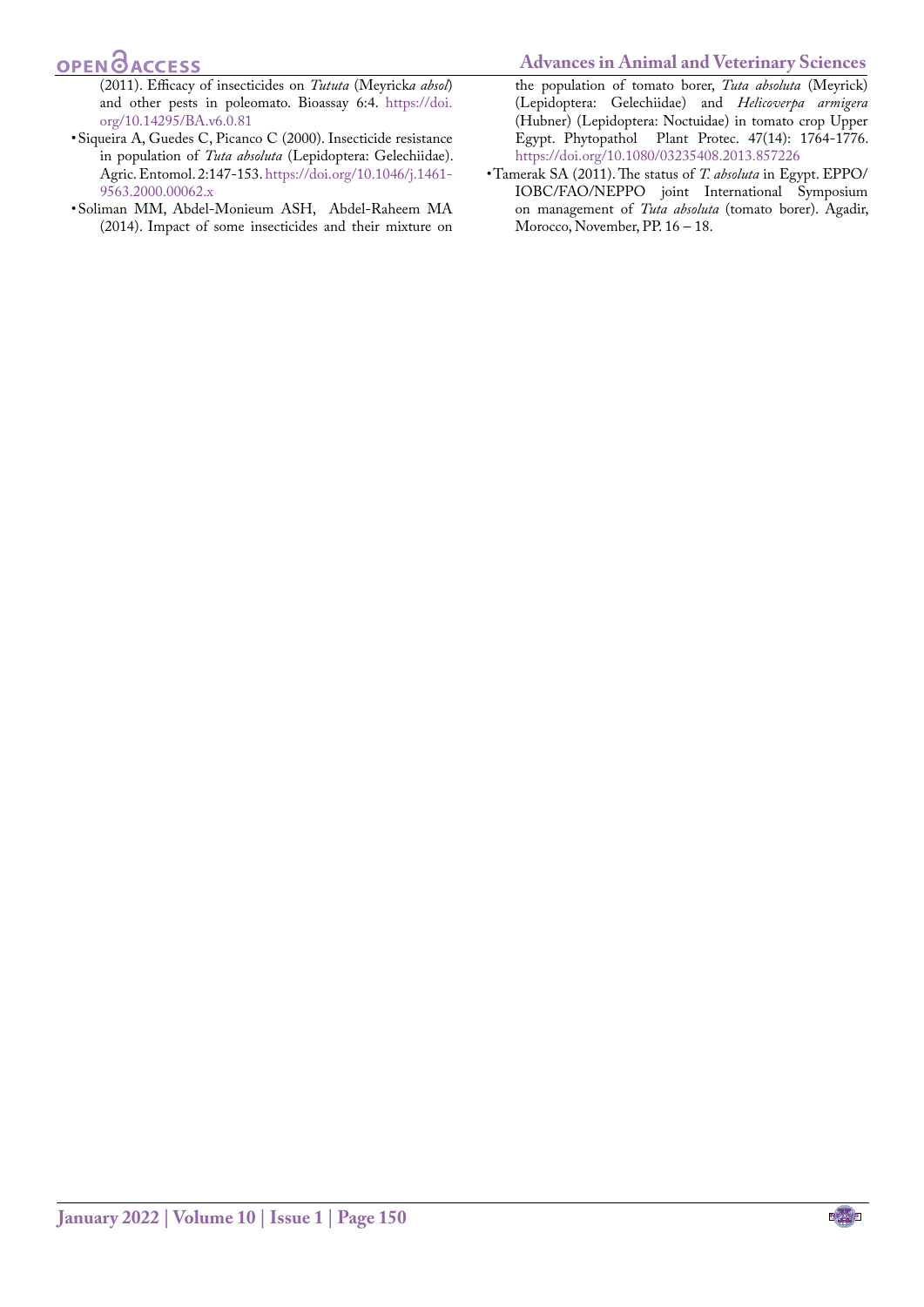(2011). Efficacy of insecticides on *Tututa* (Meyrick*a absol*) and other pests in poleomato. Bioassay 6:4. https://doi.org/10.14295/BA.v6.0.81

- Siqueira A, Guedes C, Picanco C (2000). Insecticide resistance in population of *Tuta absoluta* (Lepidoptera: Gelechiidae). Agric. Entomol. 2:147-153. https://doi.org/10.1046/j.1461-9563.2000.00062.x
- Soliman MM, Abdel-Monieum ASH, Abdel-Raheem MA (2014). Impact of some insecticides and their mixture on the population of tomato borer, *Tuta absoluta* (Meyrick) (Lepidoptera: Gelechiidae) and *Helicoverpa armigera* (Hubner) (Lepidoptera: Noctuidae) in tomato crop Upper Egypt. Phytopathol Plant Protec. 47(14): 1764-1776. https://doi.org/10.1080/03235408.2013.857226
- Tamerak SA (2011). The status of *T. absoluta* in Egypt. EPPO/IOBC/FAO/NEPPO joint International Symposium on management of *Tuta absoluta* (tomato borer). Agadir, Morocco, November, PP. 16 – 18.